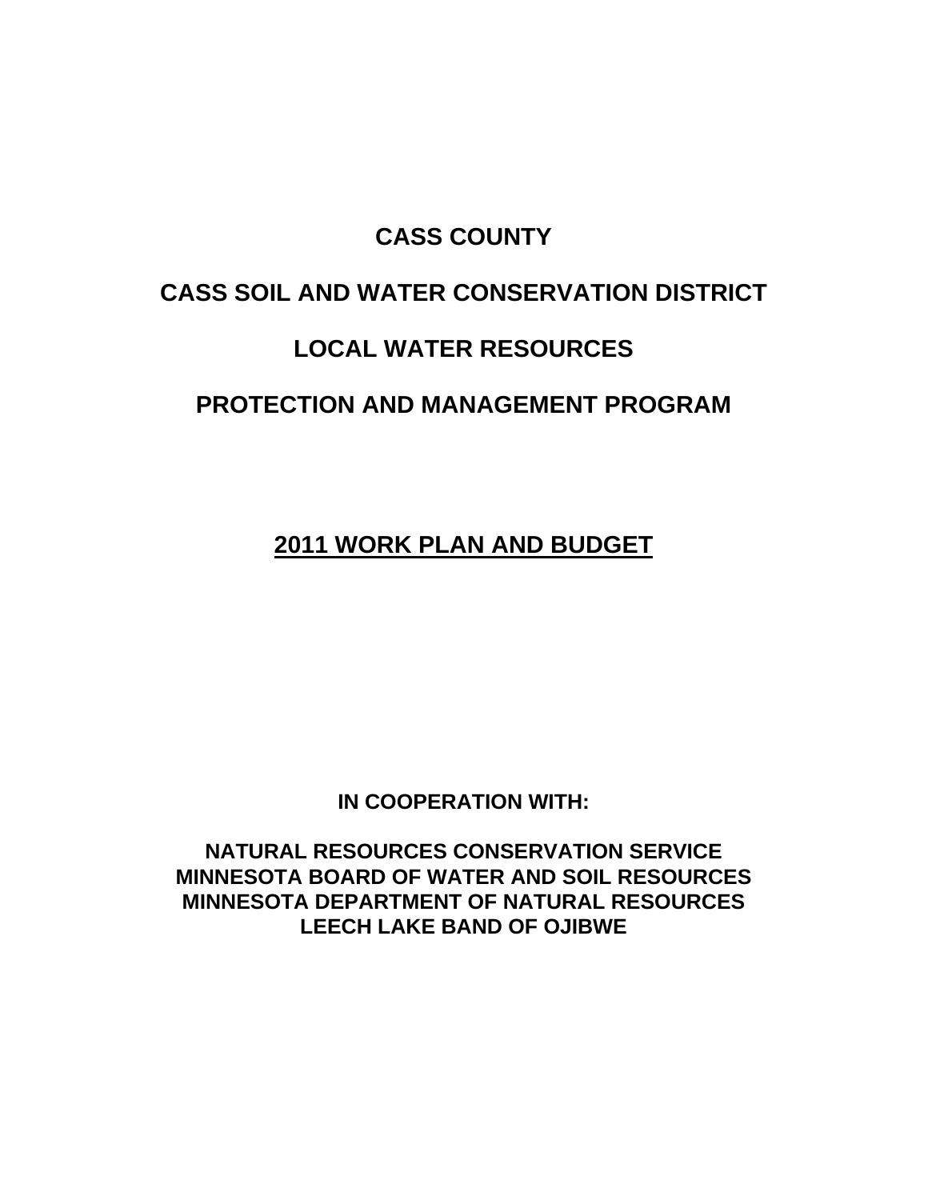# CASS COUNTY

# CASS SOIL AND WATER CONSERVATION DISTRICT

# LOCAL WATER RESOURCES

# PROTECTION AND MANAGEMENT PROGRAM

## <u>2011 WORK PLAN AND BUDGET</u>

**IN COOPERATION WITH:**

**NATURAL RESOURCES CONSERVATION SERVICE**
**MINNESOTA BOARD OF WATER AND SOIL RESOURCES**
**MINNESOTA DEPARTMENT OF NATURAL RESOURCES**
**LEECH LAKE BAND OF OJIBWE**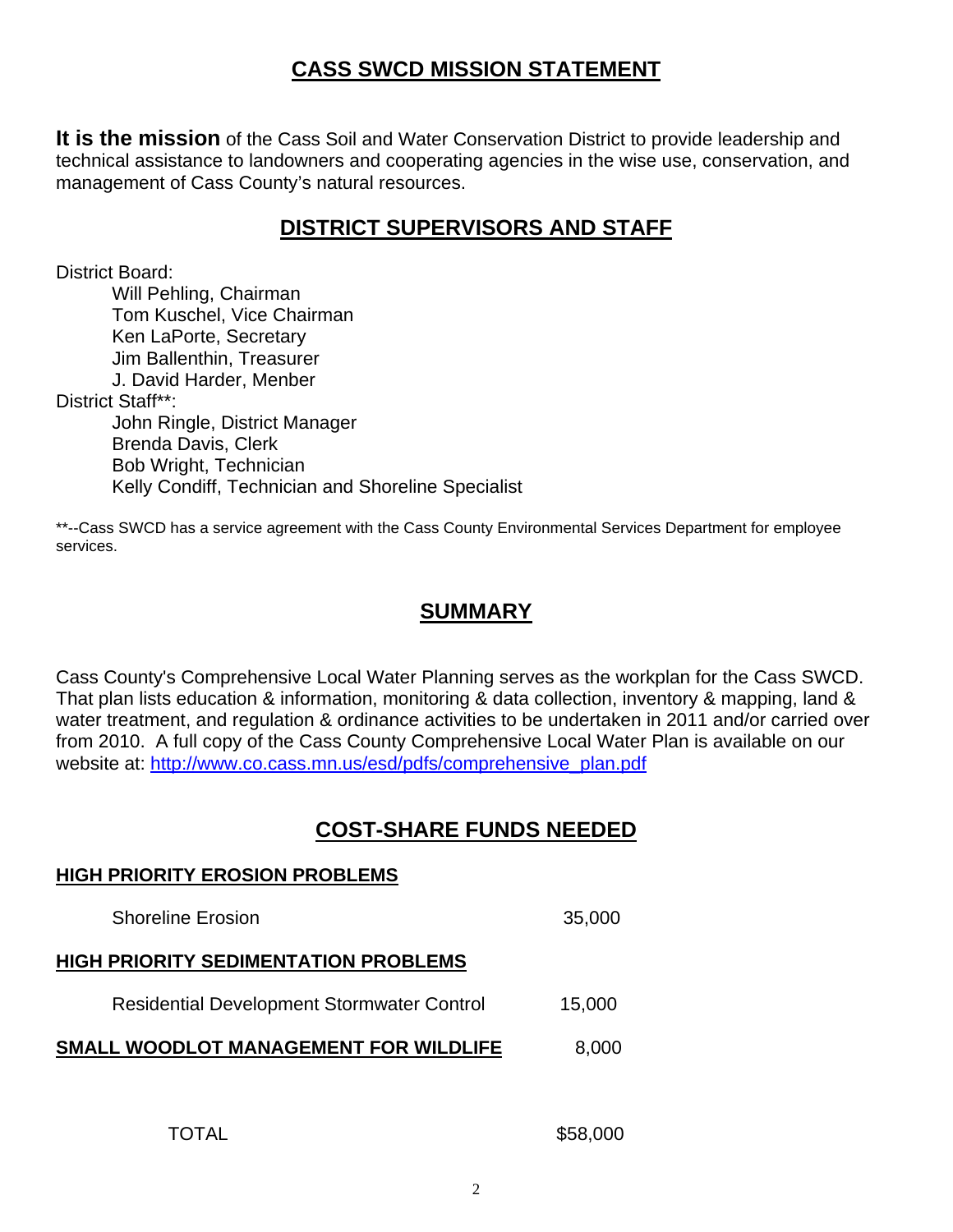## CASS SWCD MISSION STATEMENT

**It is the mission** of the Cass Soil and Water Conservation District to provide leadership and technical assistance to landowners and cooperating agencies in the wise use, conservation, and management of Cass County's natural resources.

## DISTRICT SUPERVISORS AND STAFF

District Board:

- Will Pehling, Chairman
- Tom Kuschel, Vice Chairman
- Ken LaPorte, Secretary
- Jim Ballenthin, Treasurer
- J. David Harder, Menber

District Staff**:

- John Ringle, District Manager
- Brenda Davis, Clerk
- Bob Wright, Technician
- Kelly Condiff, Technician and Shoreline Specialist

**--Cass SWCD has a service agreement with the Cass County Environmental Services Department for employee services.

## SUMMARY

Cass County's Comprehensive Local Water Planning serves as the workplan for the Cass SWCD. That plan lists education & information, monitoring & data collection, inventory & mapping, land & water treatment, and regulation & ordinance activities to be undertaken in 2011 and/or carried over from 2010. A full copy of the Cass County Comprehensive Local Water Plan is available on our website at: http://www.co.cass.mn.us/esd/pdfs/comprehensive_plan.pdf

## COST-SHARE FUNDS NEEDED

| | |
|---|---|
| **HIGH PRIORITY EROSION PROBLEMS** | |
| Shoreline Erosion | 35,000 |
| **HIGH PRIORITY SEDIMENTATION PROBLEMS** | |
| Residential Development Stormwater Control | 15,000 |
| **SMALL WOODLOT MANAGEMENT FOR WILDLIFE** | 8,000 |
| TOTAL | $58,000 |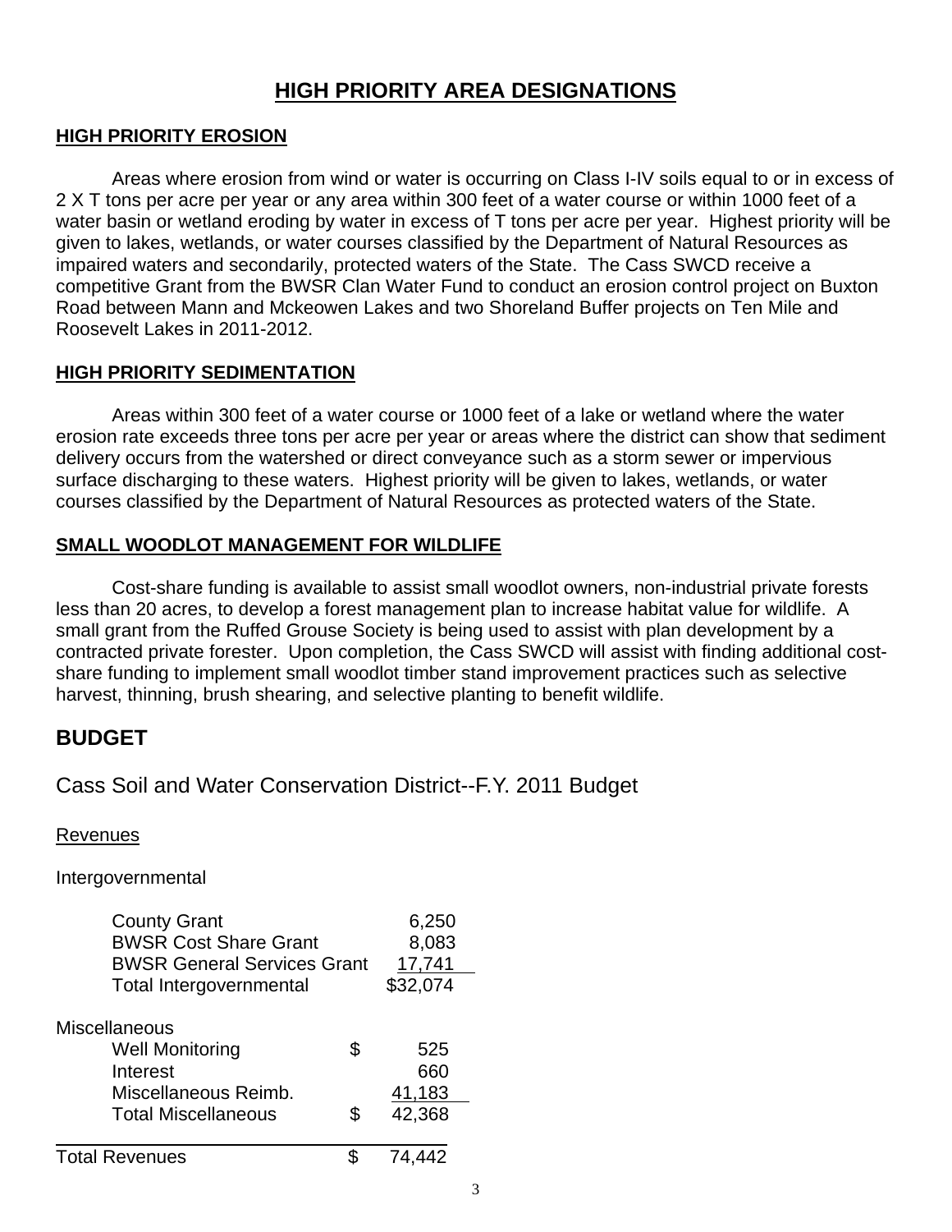# HIGH PRIORITY AREA DESIGNATIONS

## HIGH PRIORITY EROSION

Areas where erosion from wind or water is occurring on Class I-IV soils equal to or in excess of 2 X T tons per acre per year or any area within 300 feet of a water course or within 1000 feet of a water basin or wetland eroding by water in excess of T tons per acre per year. Highest priority will be given to lakes, wetlands, or water courses classified by the Department of Natural Resources as impaired waters and secondarily, protected waters of the State. The Cass SWCD receive a competitive Grant from the BWSR Clan Water Fund to conduct an erosion control project on Buxton Road between Mann and Mckeowen Lakes and two Shoreland Buffer projects on Ten Mile and Roosevelt Lakes in 2011-2012.

## HIGH PRIORITY SEDIMENTATION

Areas within 300 feet of a water course or 1000 feet of a lake or wetland where the water erosion rate exceeds three tons per acre per year or areas where the district can show that sediment delivery occurs from the watershed or direct conveyance such as a storm sewer or impervious surface discharging to these waters. Highest priority will be given to lakes, wetlands, or water courses classified by the Department of Natural Resources as protected waters of the State.

## SMALL WOODLOT MANAGEMENT FOR WILDLIFE

Cost-share funding is available to assist small woodlot owners, non-industrial private forests less than 20 acres, to develop a forest management plan to increase habitat value for wildlife. A small grant from the Ruffed Grouse Society is being used to assist with plan development by a contracted private forester. Upon completion, the Cass SWCD will assist with finding additional cost-share funding to implement small woodlot timber stand improvement practices such as selective harvest, thinning, brush shearing, and selective planting to benefit wildlife.

# BUDGET

## Cass Soil and Water Conservation District--F.Y. 2011 Budget

Revenues

Intergovernmental

| | |
|---|---|
| County Grant | 6,250 |
| BWSR Cost Share Grant | 8,083 |
| BWSR General Services Grant | 17,741 |
| Total Intergovernmental | $32,074 |

Miscellaneous

| | | |
|---|---|---|
| Well Monitoring | $ | 525 |
| Interest | | 660 |
| Miscellaneous Reimb. | | 41,183 |
| Total Miscellaneous | $ | 42,368 |
| **Total Revenues** | $ | 74,442 |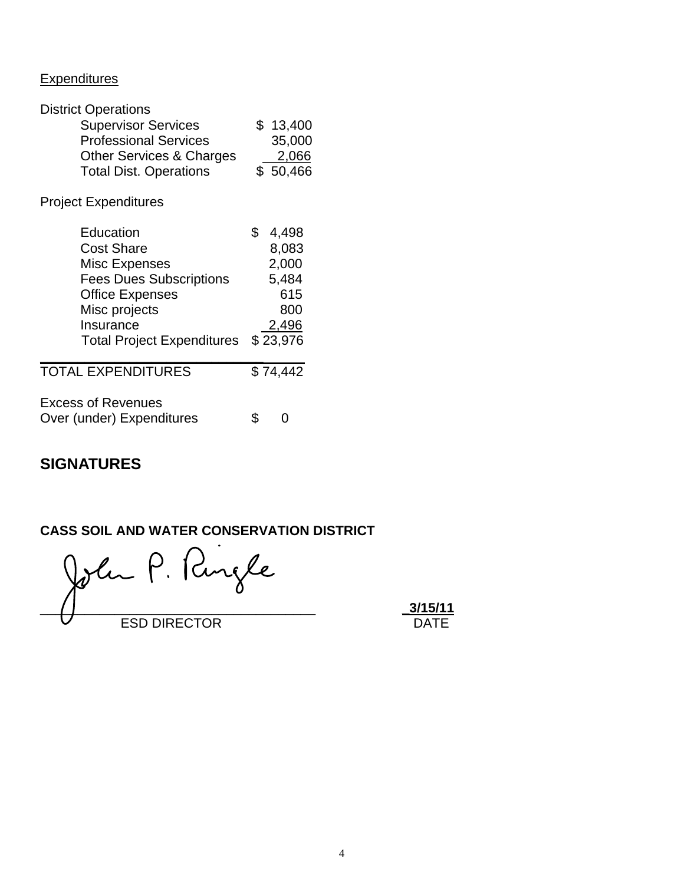Expenditures

District Operations

| | |
|---|---|
| Supervisor Services | $ 13,400 |
| Professional Services | 35,000 |
| Other Services & Charges | 2,066 |
| Total Dist. Operations | $ 50,466 |

Project Expenditures

| | |
|---|---|
| Education | $ 4,498 |
| Cost Share | 8,083 |
| Misc Expenses | 2,000 |
| Fees Dues Subscriptions | 5,484 |
| Office Expenses | 615 |
| Misc projects | 800 |
| Insurance | 2,496 |
| Total Project Expenditures | $ 23,976 |

| | |
|---|---|
| TOTAL EXPENDITURES | $ 74,442 |
| Excess of Revenues Over (under) Expenditures | $ 0 |

## SIGNATURES

**CASS SOIL AND WATER CONSERVATION DISTRICT**

John P. Ringle

ESD DIRECTOR

**3/15/11**

DATE